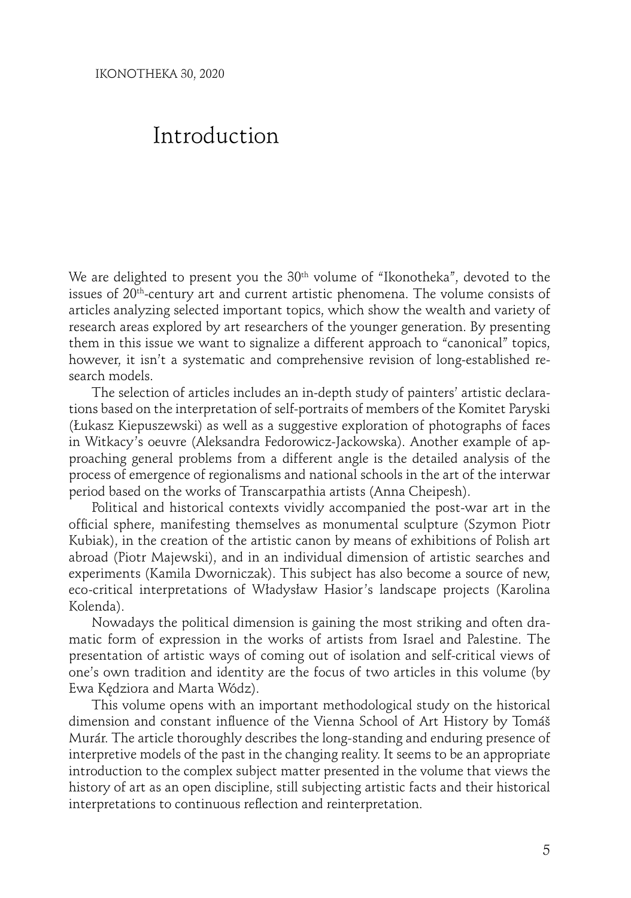# Introduction

We are delighted to present you the 30th volume of "Ikonotheka", devoted to the issues of 20th-century art and current artistic phenomena. The volume consists of articles analyzing selected important topics, which show the wealth and variety of research areas explored by art researchers of the younger generation. By presenting them in this issue we want to signalize a different approach to "canonical" topics, however, it isn't a systematic and comprehensive revision of long-established research models.

The selection of articles includes an in-depth study of painters' artistic declarations based on the interpretation of self-portraits of members of the Komitet Paryski (Łukasz Kiepuszewski) as well as a suggestive exploration of photographs of faces in Witkacy's oeuvre (Aleksandra Fedorowicz-Jackowska). Another example of approaching general problems from a different angle is the detailed analysis of the process of emergence of regionalisms and national schools in the art of the interwar period based on the works of Transcarpathia artists (Anna Cheipesh).

Political and historical contexts vividly accompanied the post-war art in the official sphere, manifesting themselves as monumental sculpture (Szymon Piotr Kubiak), in the creation of the artistic canon by means of exhibitions of Polish art abroad (Piotr Majewski), and in an individual dimension of artistic searches and experiments (Kamila Dworniczak). This subject has also become a source of new, eco-critical interpretations of Władysław Hasior's landscape projects (Karolina Kolenda).

Nowadays the political dimension is gaining the most striking and often dramatic form of expression in the works of artists from Israel and Palestine. The presentation of artistic ways of coming out of isolation and self-critical views of one's own tradition and identity are the focus of two articles in this volume (by Ewa Kędziora and Marta Wódz).

This volume opens with an important methodological study on the historical dimension and constant influence of the Vienna School of Art History by Tomáš Murár. The article thoroughly describes the long-standing and enduring presence of interpretive models of the past in the changing reality. It seems to be an appropriate introduction to the complex subject matter presented in the volume that views the history of art as an open discipline, still subjecting artistic facts and their historical interpretations to continuous reflection and reinterpretation.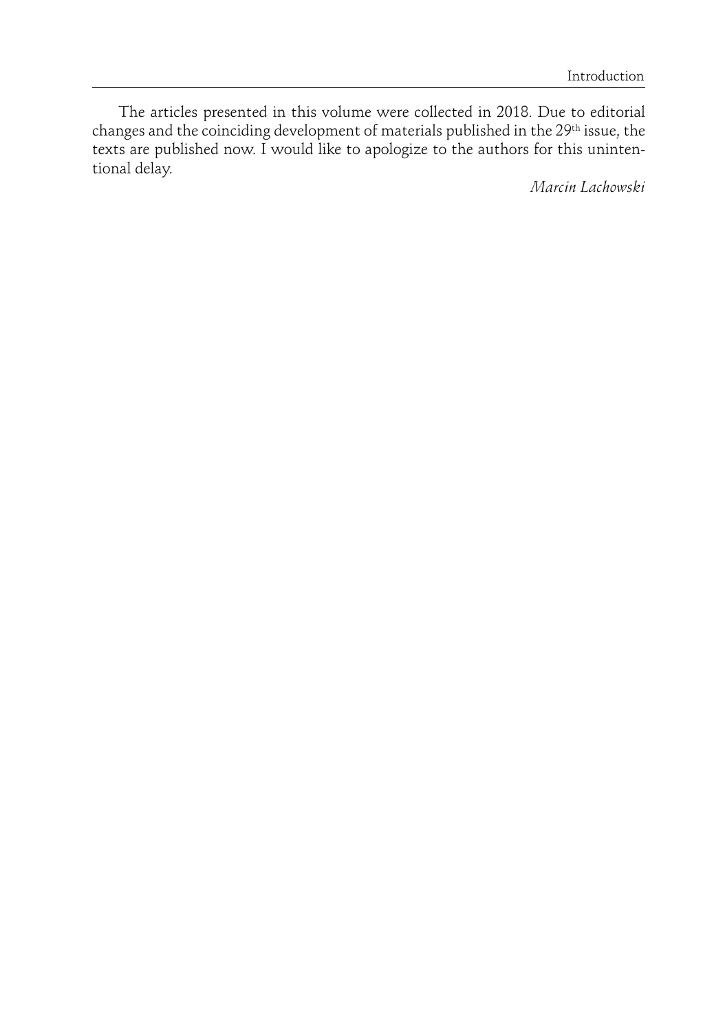The articles presented in this volume were collected in 2018. Due to editorial changes and the coinciding development of materials published in the 29th issue, the texts are published now. I would like to apologize to the authors for this unintentional delay.

*Marcin Lachowski*